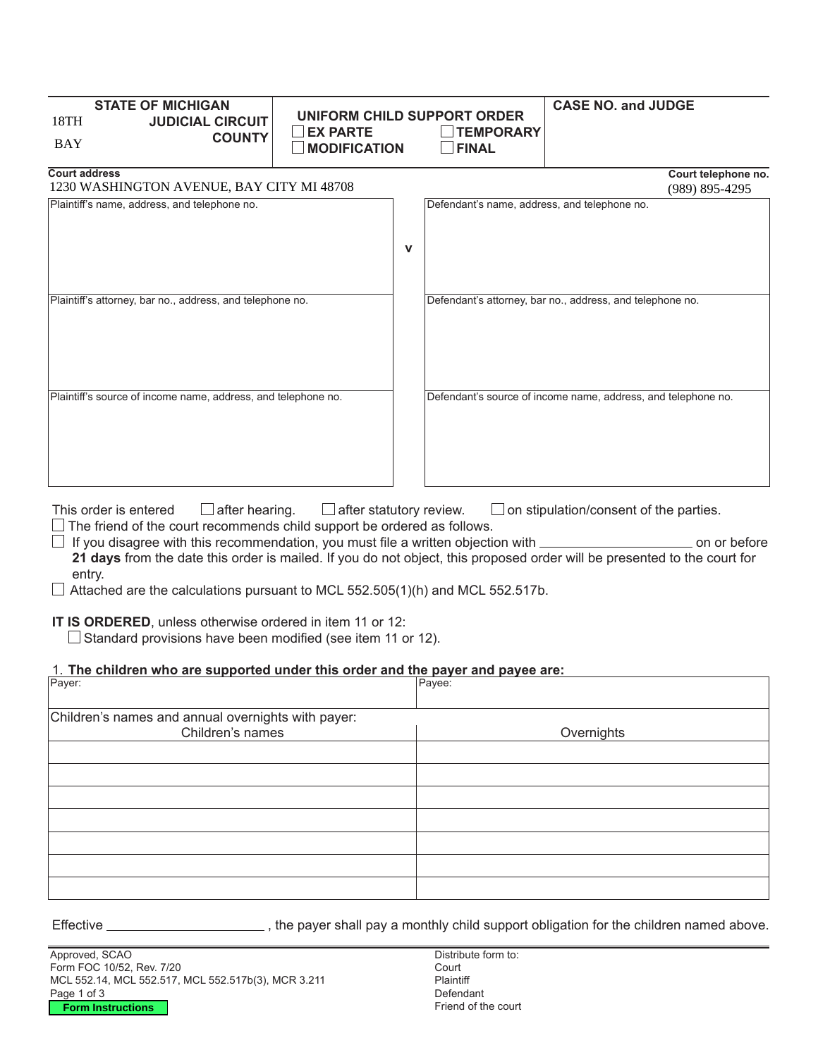| STATE OF MICHIGAN<br>18TH JUDICIAL CIRCUIT<br>BAY COUNTY | UNIFORM CHILD SUPPORT ORDER<br>☐ EX PARTE ☐ TEMPORARY<br>☐ MODIFICATION ☐ FINAL | CASE NO. and JUDGE |
|---|---|---|

**Court address**
1230 WASHINGTON AVENUE, BAY CITY MI 48708

**Court telephone no.**
(989) 895-4295

| Plaintiff's name, address, and telephone no. | v | Defendant's name, address, and telephone no. |
|---|---|---|
| Plaintiff's attorney, bar no., address, and telephone no. | | Defendant's attorney, bar no., address, and telephone no. |
| Plaintiff's source of income name, address, and telephone no. | | Defendant's source of income name, address, and telephone no. |

This order is entered ☐ after hearing. ☐ after statutory review. ☐ on stipulation/consent of the parties.

☐ The friend of the court recommends child support be ordered as follows.

☐ If you disagree with this recommendation, you must file a written objection with ____________________ on or before **21 days** from the date this order is mailed. If you do not object, this proposed order will be presented to the court for entry.

☐ Attached are the calculations pursuant to MCL 552.505(1)(h) and MCL 552.517b.

**IT IS ORDERED**, unless otherwise ordered in item 11 or 12:

☐ Standard provisions have been modified (see item 11 or 12).

1. **The children who are supported under this order and the payer and payee are:**

| Payer: | Payee: |
|---|---|
| Children's names and annual overnights with payer: | |
| Children's names | Overnights |
| | |
| | |
| | |
| | |
| | |
| | |
| | |

Effective ____________________, the payer shall pay a monthly child support obligation for the children named above.

Approved, SCAO
Form FOC 10/52, Rev. 7/20
MCL 552.14, MCL 552.517, MCL 552.517b(3), MCR 3.211

Distribute form to:
Court
Plaintiff
Defendant
Friend of the court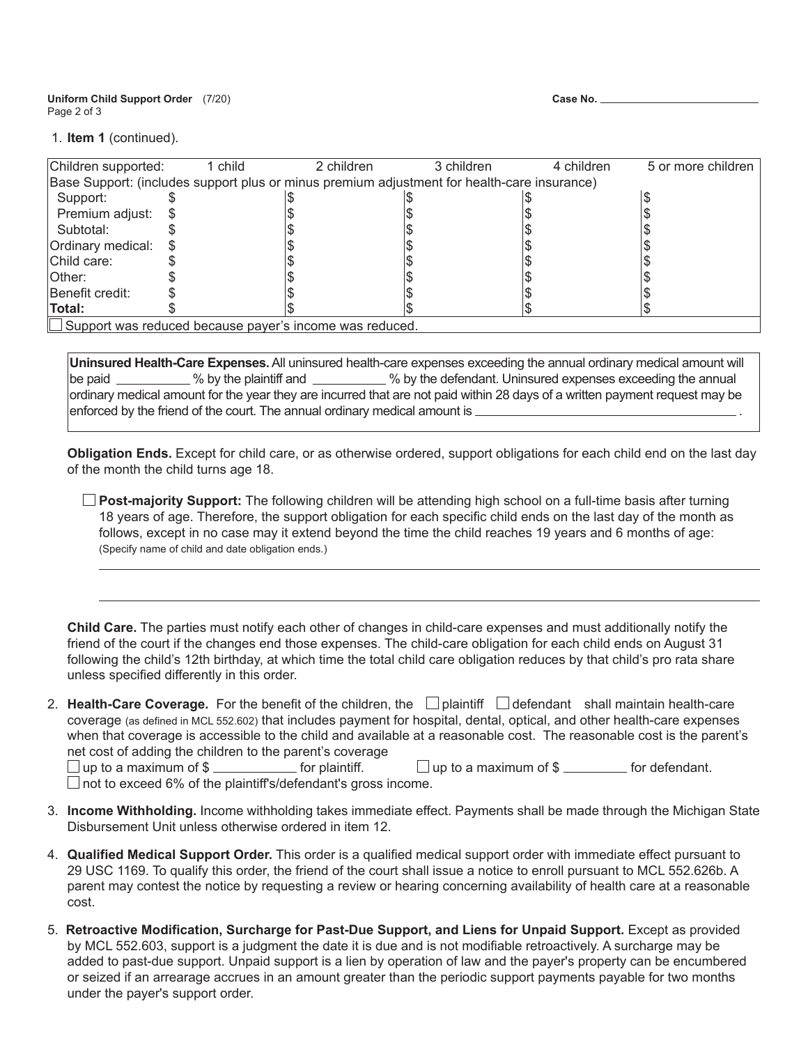Case No. ____________________

1. **Item 1** (continued).

| Children supported: | 1 child | 2 children | 3 children | 4 children | 5 or more children |
|---|---|---|---|---|---|
| Base Support: (includes support plus or minus premium adjustment for health-care insurance) | | | | | |
| Support: | $ | $ | $ | $ | $ |
| Premium adjust: | $ | $ | $ | $ | $ |
| Subtotal: | $ | $ | $ | $ | $ |
| Ordinary medical: | $ | $ | $ | $ | $ |
| Child care: | $ | $ | $ | $ | $ |
| Other: | $ | $ | $ | $ | $ |
| Benefit credit: | $ | $ | $ | $ | $ |
| **Total:** | $ | $ | $ | $ | $ |

☐ Support was reduced because payer's income was reduced.

**Uninsured Health-Care Expenses.** All uninsured health-care expenses exceeding the annual ordinary medical amount will be paid __________ % by the plaintiff and __________ % by the defendant. Uninsured expenses exceeding the annual ordinary medical amount for the year they are incurred that are not paid within 28 days of a written payment request may be enforced by the friend of the court. The annual ordinary medical amount is ______________________________________ .

**Obligation Ends.** Except for child care, or as otherwise ordered, support obligations for each child end on the last day of the month the child turns age 18.

☐ **Post-majority Support:** The following children will be attending high school on a full-time basis after turning 18 years of age. Therefore, the support obligation for each specific child ends on the last day of the month as follows, except in no case may it extend beyond the time the child reaches 19 years and 6 months of age: (Specify name of child and date obligation ends.)

______________________________________________________________________________

______________________________________________________________________________

**Child Care.** The parties must notify each other of changes in child-care expenses and must additionally notify the friend of the court if the changes end those expenses. The child-care obligation for each child ends on August 31 following the child's 12th birthday, at which time the total child care obligation reduces by that child's pro rata share unless specified differently in this order.

2. **Health-Care Coverage.** For the benefit of the children, the ☐ plaintiff ☐ defendant shall maintain health-care coverage (as defined in MCL 552.602) that includes payment for hospital, dental, optical, and other health-care expenses when that coverage is accessible to the child and available at a reasonable cost. The reasonable cost is the parent's net cost of adding the children to the parent's coverage
   ☐ up to a maximum of $ __________ for plaintiff. ☐ up to a maximum of $ __________ for defendant.
   ☐ not to exceed 6% of the plaintiff's/defendant's gross income.

3. **Income Withholding.** Income withholding takes immediate effect. Payments shall be made through the Michigan State Disbursement Unit unless otherwise ordered in item 12.

4. **Qualified Medical Support Order.** This order is a qualified medical support order with immediate effect pursuant to 29 USC 1169. To qualify this order, the friend of the court shall issue a notice to enroll pursuant to MCL 552.626b. A parent may contest the notice by requesting a review or hearing concerning availability of health care at a reasonable cost.

5. **Retroactive Modification, Surcharge for Past-Due Support, and Liens for Unpaid Support.** Except as provided by MCL 552.603, support is a judgment the date it is due and is not modifiable retroactively. A surcharge may be added to past-due support. Unpaid support is a lien by operation of law and the payer's property can be encumbered or seized if an arrearage accrues in an amount greater than the periodic support payments payable for two months under the payer's support order.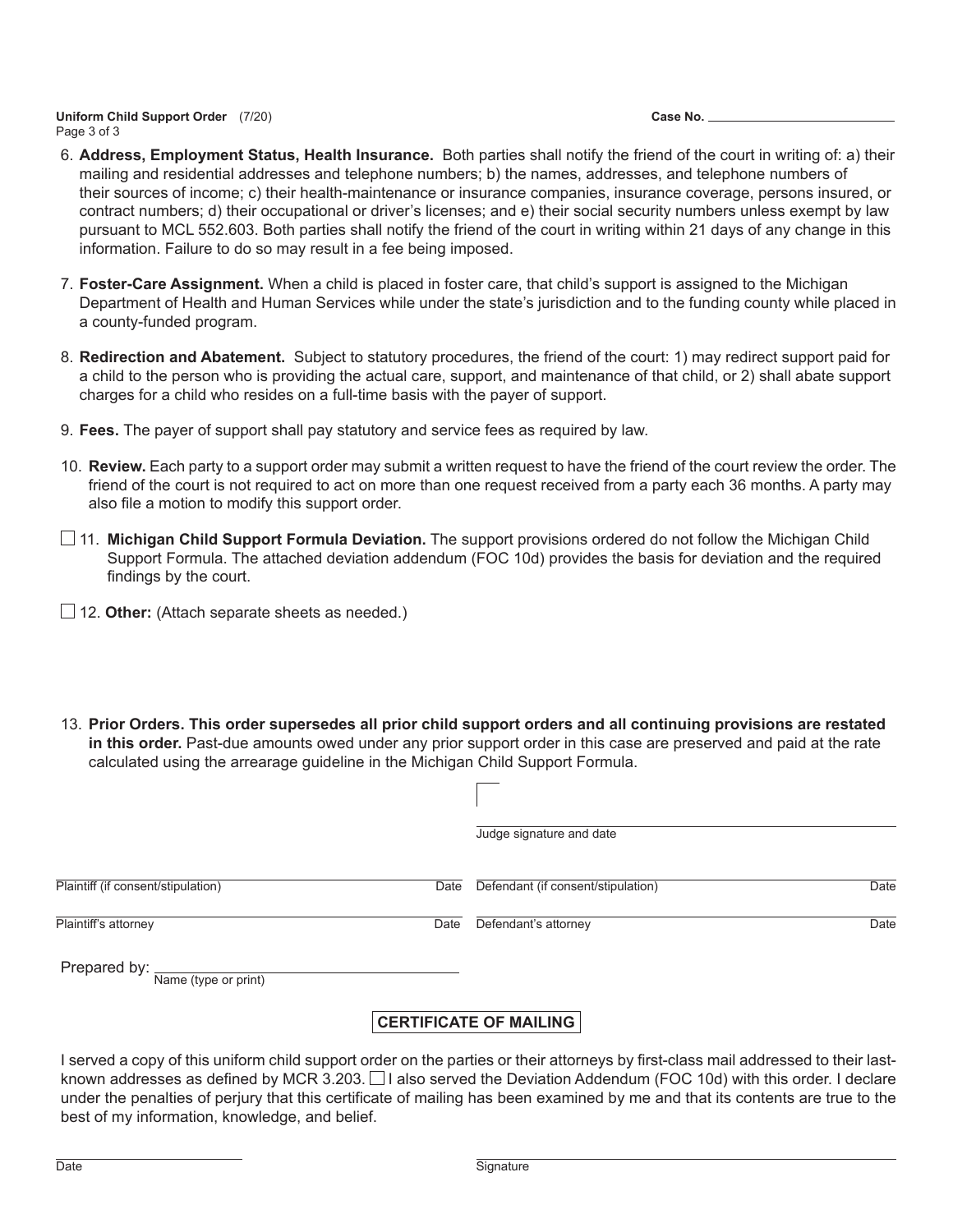6. **Address, Employment Status, Health Insurance.** Both parties shall notify the friend of the court in writing of: a) their mailing and residential addresses and telephone numbers; b) the names, addresses, and telephone numbers of their sources of income; c) their health-maintenance or insurance companies, insurance coverage, persons insured, or contract numbers; d) their occupational or driver's licenses; and e) their social security numbers unless exempt by law pursuant to MCL 552.603. Both parties shall notify the friend of the court in writing within 21 days of any change in this information. Failure to do so may result in a fee being imposed.

7. **Foster-Care Assignment.** When a child is placed in foster care, that child's support is assigned to the Michigan Department of Health and Human Services while under the state's jurisdiction and to the funding county while placed in a county-funded program.

8. **Redirection and Abatement.** Subject to statutory procedures, the friend of the court: 1) may redirect support paid for a child to the person who is providing the actual care, support, and maintenance of that child, or 2) shall abate support charges for a child who resides on a full-time basis with the payer of support.

9. **Fees.** The payer of support shall pay statutory and service fees as required by law.

10. **Review.** Each party to a support order may submit a written request to have the friend of the court review the order. The friend of the court is not required to act on more than one request received from a party each 36 months. A party may also file a motion to modify this support order.

☐ 11. **Michigan Child Support Formula Deviation.** The support provisions ordered do not follow the Michigan Child Support Formula. The attached deviation addendum (FOC 10d) provides the basis for deviation and the required findings by the court.

☐ 12. **Other:** (Attach separate sheets as needed.)

13. **Prior Orders. This order supersedes all prior child support orders and all continuing provisions are restated in this order.** Past-due amounts owed under any prior support order in this case are preserved and paid at the rate calculated using the arrearage guideline in the Michigan Child Support Formula.

\_\_\_\_\_\_\_\_\_\_\_\_\_\_\_\_\_\_\_\_\_\_\_\_\_\_\_\_\_\_
Judge signature and date

| | | | |
|---|---|---|---|
| Plaintiff (if consent/stipulation) | Date | Defendant (if consent/stipulation) | Date |
| Plaintiff's attorney | Date | Defendant's attorney | Date |

Prepared by: \_\_\_\_\_\_\_\_\_\_\_\_\_\_\_\_\_\_\_\_\_\_\_\_
Name (type or print)

## CERTIFICATE OF MAILING

I served a copy of this uniform child support order on the parties or their attorneys by first-class mail addressed to their last-known addresses as defined by MCR 3.203. ☐ I also served the Deviation Addendum (FOC 10d) with this order. I declare under the penalties of perjury that this certificate of mailing has been examined by me and that its contents are true to the best of my information, knowledge, and belief.

| | |
|---|---|
| Date | Signature |